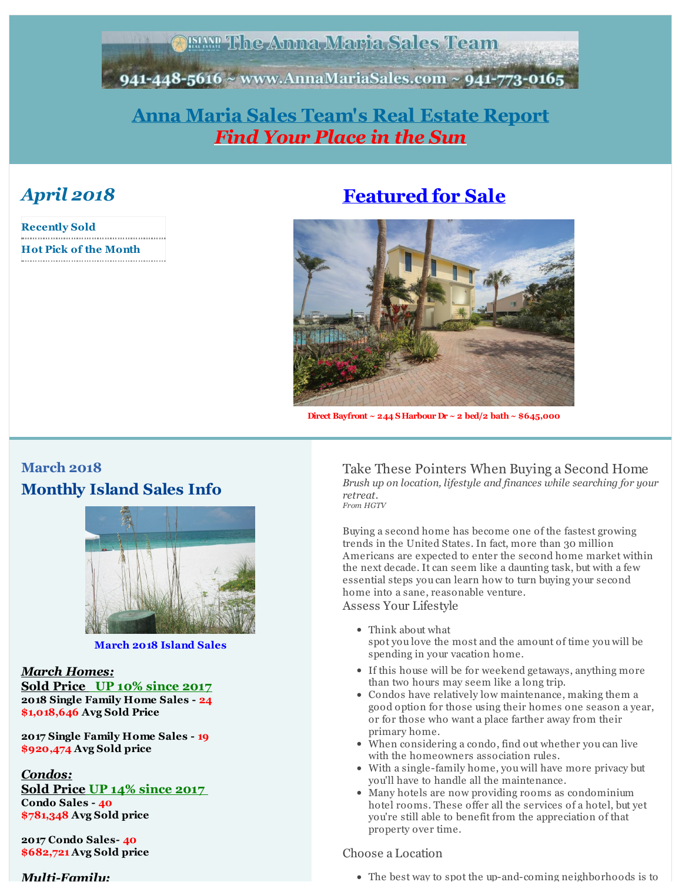# Anna Maria Sales Team's Real Estate Report

## *Find Your Place in the Sun*

## *April 2018*

- Recently Sold
- Hot Pick of the Month

## Featured for Sale

**Direct Bayfront ~ 244 S Harbour Dr ~ 2 bed/2 bath ~ $645,000**

### March 2018

## Monthly Island Sales Info

**March 2018 Island Sales**

***March Homes:***

**Sold Price UP 10% since 2017**

**2018 Single Family Home Sales - 24**
**$1,018,646 Avg Sold Price**

**2017 Single Family Home Sales - 19**
**$920,474 Avg Sold price**

***Condos:***

**Sold Price UP 14% since 2017**

**Condo Sales - 40**
**$781,348 Avg Sold price**

**2017 Condo Sales- 40**
**$682,721 Avg Sold price**

***Multi-Family:***

## Take These Pointers When Buying a Second Home

*Brush up on location, lifestyle and finances while searching for your retreat.*

*From HGTV*

Buying a second home has become one of the fastest growing trends in the United States. In fact, more than 30 million Americans are expected to enter the second home market within the next decade. It can seem like a daunting task, but with a few essential steps you can learn how to turn buying your second home into a sane, reasonable venture.

### Assess Your Lifestyle

- Think about what spot you love the most and the amount of time you will be spending in your vacation home.
- If this house will be for weekend getaways, anything more than two hours may seem like a long trip.
- Condos have relatively low maintenance, making them a good option for those using their homes one season a year, or for those who want a place farther away from their primary home.
- When considering a condo, find out whether you can live with the homeowners association rules.
- With a single-family home, you will have more privacy but you'll have to handle all the maintenance.
- Many hotels are now providing rooms as condominium hotel rooms. These offer all the services of a hotel, but yet you're still able to benefit from the appreciation of that property over time.

### Choose a Location

- The best way to spot the up-and-coming neighborhoods is to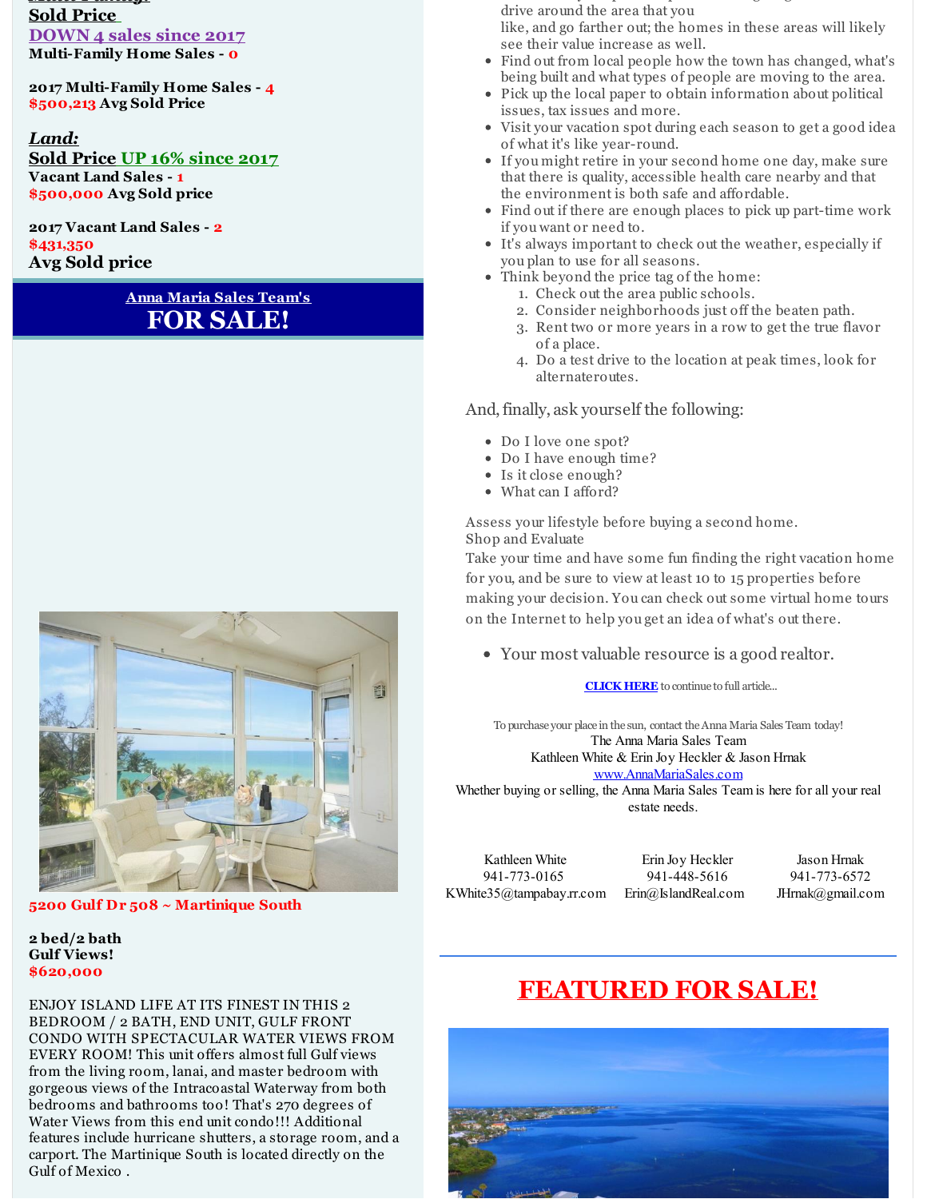**Sold Price**
**DOWN 4 sales since 2017**
**Multi-Family Home Sales - 0**

**2017 Multi-Family Home Sales - 4**
**$500,213 Avg Sold Price**

***Land:***
**Sold Price UP 16% since 2017**
**Vacant Land Sales - 1**
**$500,000 Avg Sold price**

**2017 Vacant Land Sales - 2**
**$431,350**
**Avg Sold price**

## Anna Maria Sales Team's FOR SALE!

**5200 Gulf Dr 508 ~ Martinique South**

**2 bed/2 bath**
**Gulf Views!**
**$620,000**

ENJOY ISLAND LIFE AT ITS FINEST IN THIS 2 BEDROOM / 2 BATH, END UNIT, GULF FRONT CONDO WITH SPECTACULAR WATER VIEWS FROM EVERY ROOM! This unit offers almost full Gulf views from the living room, lanai, and master bedroom with gorgeous views of the Intracoastal Waterway from both bedrooms and bathrooms too! That's 270 degrees of Water Views from this end unit condo!!! Additional features include hurricane shutters, a storage room, and a carport. The Martinique South is located directly on the Gulf of Mexico .

drive around the area that you like, and go farther out; the homes in these areas will likely see their value increase as well.

- Find out from local people how the town has changed, what's being built and what types of people are moving to the area.
- Pick up the local paper to obtain information about political issues, tax issues and more.
- Visit your vacation spot during each season to get a good idea of what it's like year-round.
- If you might retire in your second home one day, make sure that there is quality, accessible health care nearby and that the environment is both safe and affordable.
- Find out if there are enough places to pick up part-time work if you want or need to.
- It's always important to check out the weather, especially if you plan to use for all seasons.
- Think beyond the price tag of the home:
  1. Check out the area public schools.
  2. Consider neighborhoods just off the beaten path.
  3. Rent two or more years in a row to get the true flavor of a place.
  4. Do a test drive to the location at peak times, look for alternateroutes.

And, finally, ask yourself the following:

- Do I love one spot?
- Do I have enough time?
- Is it close enough?
- What can I afford?

Assess your lifestyle before buying a second home.
Shop and Evaluate
Take your time and have some fun finding the right vacation home for you, and be sure to view at least 10 to 15 properties before making your decision. You can check out some virtual home tours on the Internet to help you get an idea of what's out there.

- Your most valuable resource is a good realtor.

**CLICK HERE** to continue to full article...

To purchase your place in the sun, contact the Anna Maria Sales Team today!
The Anna Maria Sales Team
Kathleen White & Erin Joy Heckler & Jason Hrnak
www.AnnaMariaSales.com
Whether buying or selling, the Anna Maria Sales Team is here for all your real estate needs.

| Kathleen White | Erin Joy Heckler | Jason Hrnak |
|---|---|---|
| 941-773-0165 | 941-448-5616 | 941-773-6572 |
| KWhite35@tampabay.rr.com | Erin@IslandReal.com | JHrnak@gmail.com |

## FEATURED FOR SALE!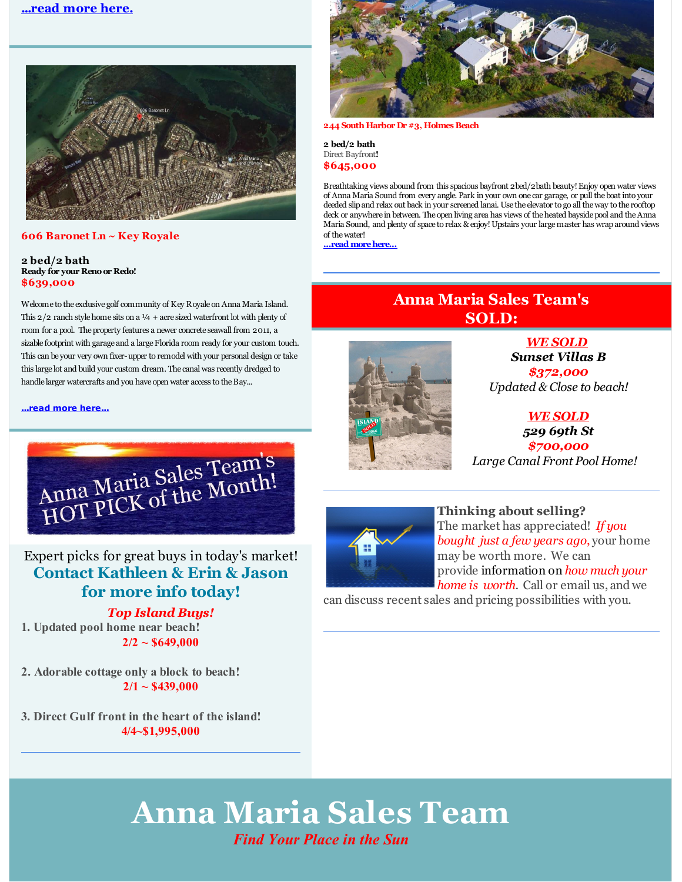...read more here.

606 Baronet Ln ~ Key Royale

**2 bed/2 bath**
**Ready for your Reno or Redo!**
**$639,000**

Welcome to the exclusive golf community of Key Royale on Anna Maria Island. This 2/2 ranch style home sits on a ¼ + acre sized waterfront lot with plenty of room for a pool. The property features a newer concrete seawall from 2011, a sizable footprint with garage and a large Florida room ready for your custom touch. This can be your very own fixer-upper to remodel with your personal design or take this large lot and build your custom dream. The canal was recently dredged to handle larger watercrafts and you have open water access to the Bay...

...read more here...

Anna Maria Sales Team's HOT PICK of the Month!

Expert picks for great buys in today's market!

## Contact Kathleen & Erin & Jason for more info today!

***Top Island Buys!***

1. **Updated pool home near beach!**
   **2/2 ~ $649,000**

2. **Adorable cottage only a block to beach!**
   **2/1 ~ $439,000**

3. **Direct Gulf front in the heart of the island!**
   **4/4~$1,995,000**

---

244 South Harbor Dr #3, Holmes Beach

**2 bed/2 bath**
Direct Bayfront!
**$645,000**

Breathtaking views abound from this spacious bayfront 2bed/2bath beauty! Enjoy open water views of Anna Maria Sound from every angle. Park in your own one car garage, or pull the boat into your deeded slip and relax out back in your screened lanai. Use the elevator to go all the way to the rooftop deck or anywhere in between. The open living area has views of the heated bayside pool and the Anna Maria Sound, and plenty of space to relax & enjoy! Upstairs your large master has wrap around views of the water!
...read more here...

## Anna Maria Sales Team's SOLD:

***WE SOLD***
***Sunset Villas B***
***$372,000***
*Updated & Close to beach!*

***WE SOLD***
***529 69th St***
***$700,000***
*Large Canal Front Pool Home!*

---

**Thinking about selling?**
The market has appreciated! *If you bought just a few years ago,* your home may be worth more. We can provide information on *how much your home is worth.* Call or email us, and we can discuss recent sales and pricing possibilities with you.

---

# Anna Maria Sales Team

*Find Your Place in the Sun*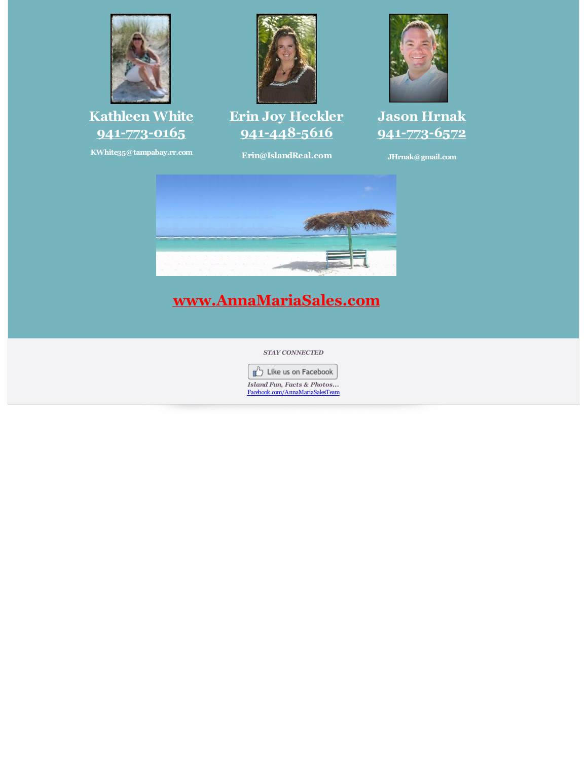**Kathleen White**
**941-773-0165**

**KWhite35@tampabay.rr.com**

**Erin Joy Heckler**
**941-448-5616**

**Erin@IslandReal.com**

**Jason Hrnak**
**941-773-6572**

**JHrnak@gmail.com**

**www.AnnaMariaSales.com**

***STAY CONNECTED***

Like us on Facebook

***Island Fun, Facts & Photos...***
Facebook.com/AnnaMariaSalesTeam